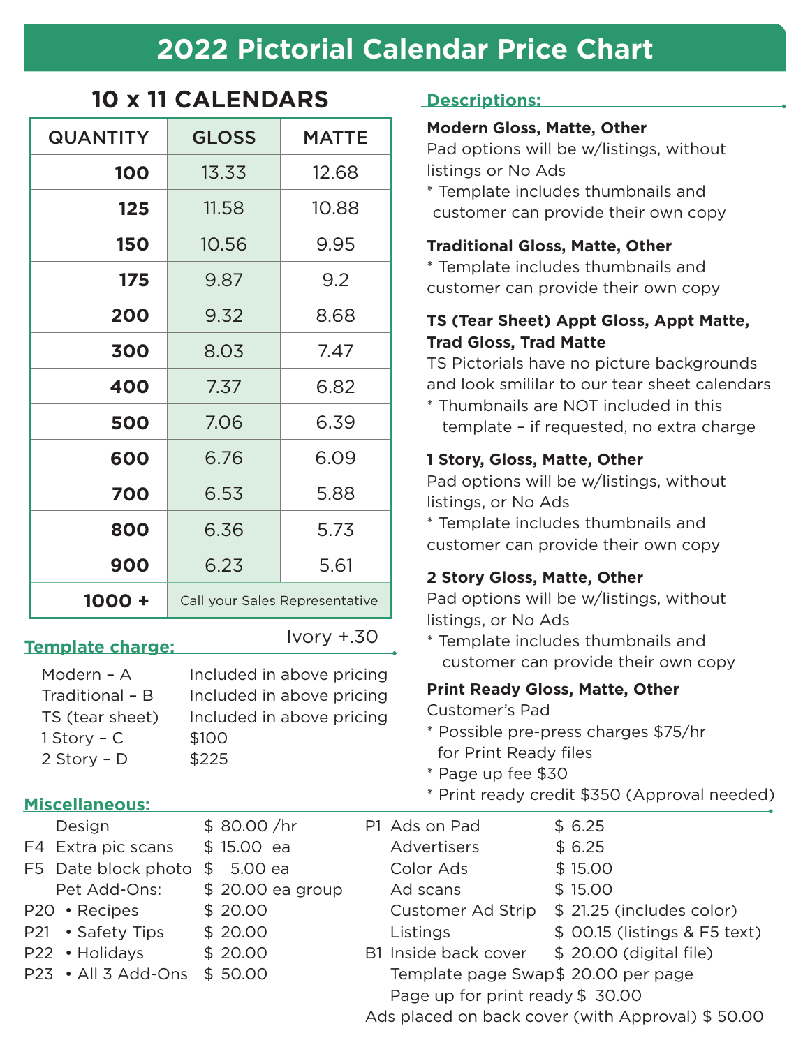# 2022 Pictorial Calendar Price Chart

## 10 x 11 CALENDARS

| QUANTITY | GLOSS | MATTE |
|---|---|---|
| **100** | 13.33 | 12.68 |
| **125** | 11.58 | 10.88 |
| **150** | 10.56 | 9.95 |
| **175** | 9.87 | 9.2 |
| **200** | 9.32 | 8.68 |
| **300** | 8.03 | 7.47 |
| **400** | 7.37 | 6.82 |
| **500** | 7.06 | 6.39 |
| **600** | 6.76 | 6.09 |
| **700** | 6.53 | 5.88 |
| **800** | 6.36 | 5.73 |
| **900** | 6.23 | 5.61 |
| **1000 +** | Call your Sales Representative | |

Ivory +.30

### Template charge:

| | |
|---|---|
| Modern – A | Included in above pricing |
| Traditional – B | Included in above pricing |
| TS (tear sheet) | Included in above pricing |
| 1 Story – C | $100 |
| 2 Story – D | $225 |

### Descriptions:

**Modern Gloss, Matte, Other**
Pad options will be w/listings, without listings or No Ads
* Template includes thumbnails and customer can provide their own copy

**Traditional Gloss, Matte, Other**
* Template includes thumbnails and customer can provide their own copy

**TS (Tear Sheet) Appt Gloss, Appt Matte, Trad Gloss, Trad Matte**
TS Pictorials have no picture backgrounds and look smililar to our tear sheet calendars
* Thumbnails are NOT included in this template – if requested, no extra charge

**1 Story, Gloss, Matte, Other**
Pad options will be w/listings, without listings, or No Ads
* Template includes thumbnails and customer can provide their own copy

**2 Story Gloss, Matte, Other**
Pad options will be w/listings, without listings, or No Ads
* Template includes thumbnails and customer can provide their own copy

**Print Ready Gloss, Matte, Other**
Customer's Pad
* Possible pre-press charges $75/hr for Print Ready files
* Page up fee $30
* Print ready credit $350 (Approval needed)

### Miscellaneous:

| Code | Item | Price |
|---|---|---|
| | Design | $ 80.00 /hr |
| F4 | Extra pic scans | $ 15.00 ea |
| F5 | Date block photo | $ 5.00 ea |
| | Pet Add-Ons: | $ 20.00 ea group |
| P20 | • Recipes | $ 20.00 |
| P21 | • Safety Tips | $ 20.00 |
| P22 | • Holidays | $ 20.00 |
| P23 | • All 3 Add-Ons | $ 50.00 |
| P1 | Ads on Pad | $ 6.25 |
| | Advertisers | $ 6.25 |
| | Color Ads | $ 15.00 |
| | Ad scans | $ 15.00 |
| | Customer Ad Strip | $ 21.25 (includes color) |
| | Listings | $ 00.15 (listings & F5 text) |
| B1 | Inside back cover | $ 20.00 (digital file) |
| | Template page Swap | $ 20.00 per page |
| | Page up for print ready | $ 30.00 |

Ads placed on back cover (with Approval) $ 50.00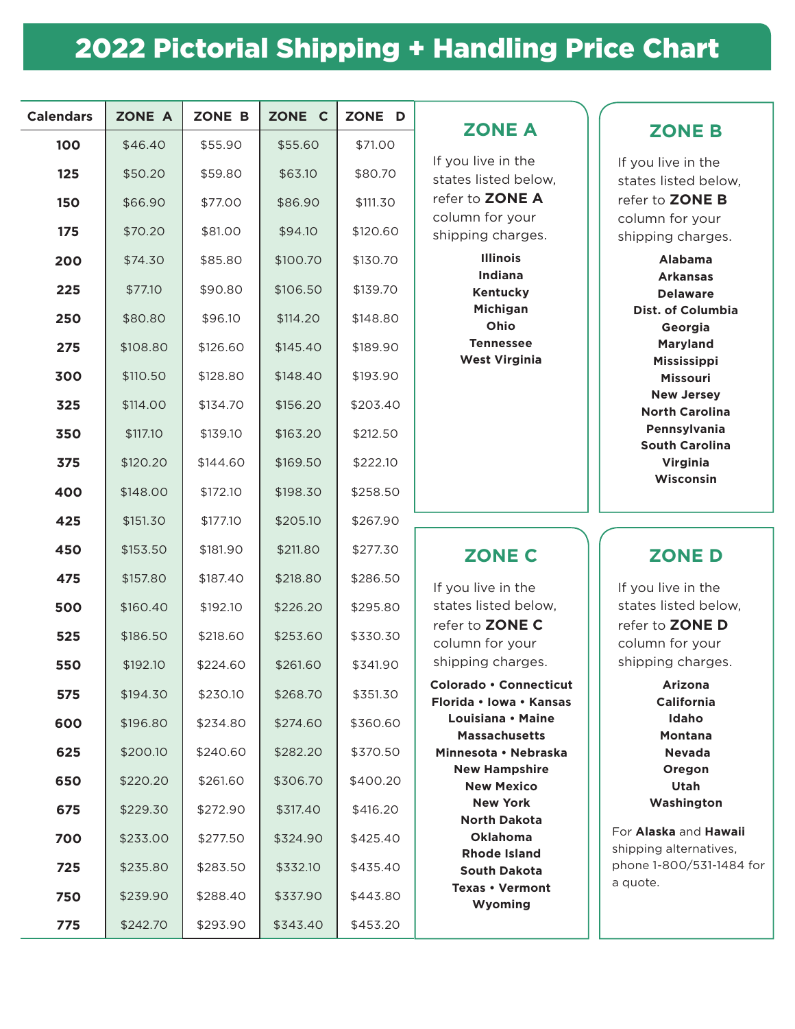# 2022 Pictorial Shipping + Handling Price Chart

| Calendars | ZONE A | ZONE B | ZONE C | ZONE D |
|---|---|---|---|---|
| **100** | $46.40 | $55.90 | $55.60 | $71.00 |
| **125** | $50.20 | $59.80 | $63.10 | $80.70 |
| **150** | $66.90 | $77.00 | $86.90 | $111.30 |
| **175** | $70.20 | $81.00 | $94.10 | $120.60 |
| **200** | $74.30 | $85.80 | $100.70 | $130.70 |
| **225** | $77.10 | $90.80 | $106.50 | $139.70 |
| **250** | $80.80 | $96.10 | $114.20 | $148.80 |
| **275** | $108.80 | $126.60 | $145.40 | $189.90 |
| **300** | $110.50 | $128.80 | $148.40 | $193.90 |
| **325** | $114.00 | $134.70 | $156.20 | $203.40 |
| **350** | $117.10 | $139.10 | $163.20 | $212.50 |
| **375** | $120.20 | $144.60 | $169.50 | $222.10 |
| **400** | $148.00 | $172.10 | $198.30 | $258.50 |
| **425** | $151.30 | $177.10 | $205.10 | $267.90 |
| **450** | $153.50 | $181.90 | $211.80 | $277.30 |
| **475** | $157.80 | $187.40 | $218.80 | $286.50 |
| **500** | $160.40 | $192.10 | $226.20 | $295.80 |
| **525** | $186.50 | $218.60 | $253.60 | $330.30 |
| **550** | $192.10 | $224.60 | $261.60 | $341.90 |
| **575** | $194.30 | $230.10 | $268.70 | $351.30 |
| **600** | $196.80 | $234.80 | $274.60 | $360.60 |
| **625** | $200.10 | $240.60 | $282.20 | $370.50 |
| **650** | $220.20 | $261.60 | $306.70 | $400.20 |
| **675** | $229.30 | $272.90 | $317.40 | $416.20 |
| **700** | $233.00 | $277.50 | $324.90 | $425.40 |
| **725** | $235.80 | $283.50 | $332.10 | $435.40 |
| **750** | $239.90 | $288.40 | $337.90 | $443.80 |
| **775** | $242.70 | $293.90 | $343.40 | $453.20 |

## ZONE A

If you live in the states listed below, refer to **ZONE A** column for your shipping charges.

**Illinois**
**Indiana**
**Kentucky**
**Michigan**
**Ohio**
**Tennessee**
**West Virginia**

## ZONE B

If you live in the states listed below, refer to **ZONE B** column for your shipping charges.

**Alabama**
**Arkansas**
**Delaware**
**Dist. of Columbia**
**Georgia**
**Maryland**
**Mississippi**
**Missouri**
**New Jersey**
**North Carolina**
**Pennsylvania**
**South Carolina**
**Virginia**
**Wisconsin**

## ZONE C

If you live in the states listed below, refer to **ZONE C** column for your shipping charges.

**Colorado • Connecticut**
**Florida • Iowa • Kansas**
**Louisiana • Maine**
**Massachusetts**
**Minnesota • Nebraska**
**New Hampshire**
**New Mexico**
**New York**
**North Dakota**
**Oklahoma**
**Rhode Island**
**South Dakota**
**Texas • Vermont**
**Wyoming**

## ZONE D

If you live in the states listed below, refer to **ZONE D** column for your shipping charges.

**Arizona**
**California**
**Idaho**
**Montana**
**Nevada**
**Oregon**
**Utah**
**Washington**

For **Alaska** and **Hawaii** shipping alternatives, phone 1-800/531-1484 for a quote.